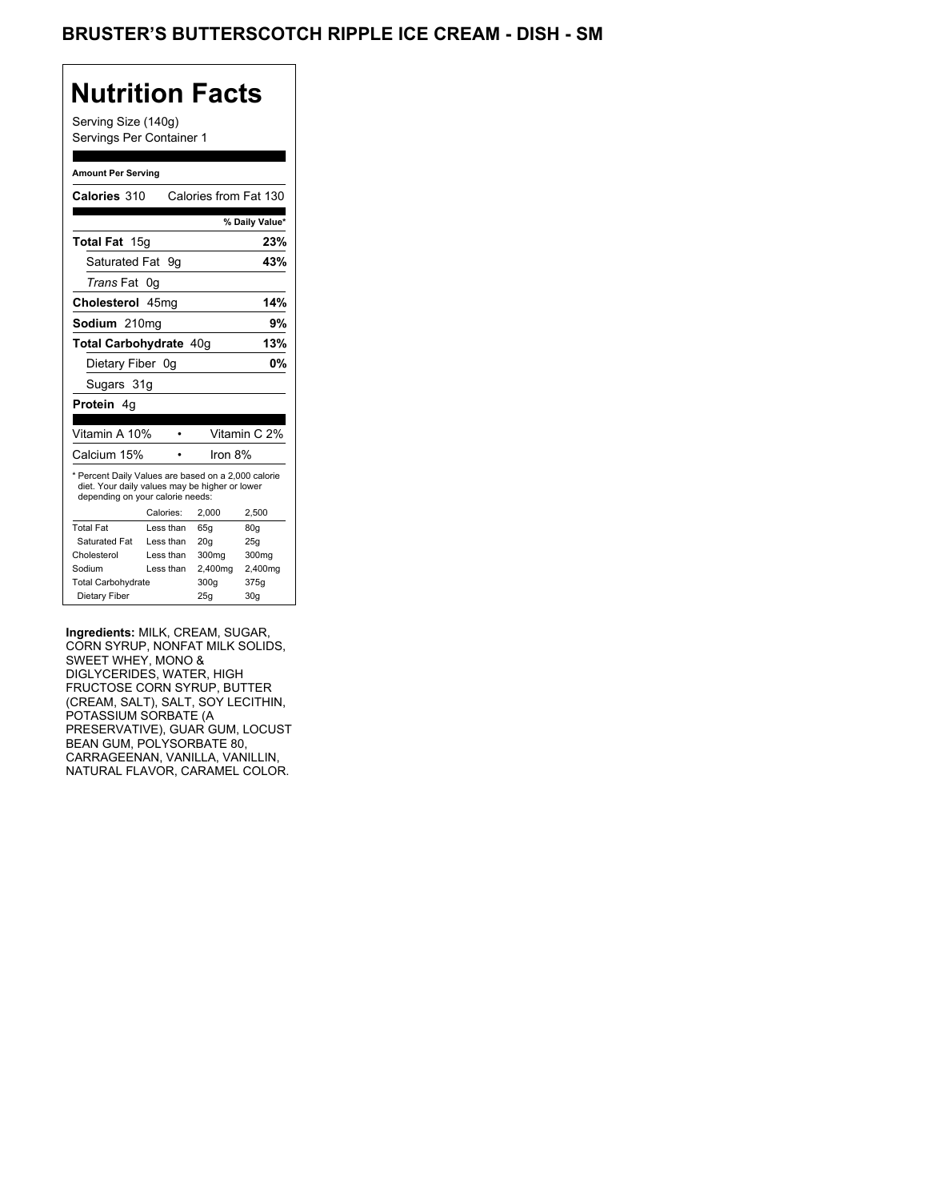# BRUSTER'S BUTTERSCOTCH RIPPLE ICE CREAM - DISH - SM

## Nutrition Facts

Serving Size (140g)
Servings Per Container 1

**Amount Per Serving**

**Calories** 310 Calories from Fat 130

| | % Daily Value* |
|---|---|
| **Total Fat** 15g | **23%** |
| Saturated Fat 9g | **43%** |
| *Trans* Fat 0g | |
| **Cholesterol** 45mg | **14%** |
| **Sodium** 210mg | **9%** |
| **Total Carbohydrate** 40g | **13%** |
| Dietary Fiber 0g | **0%** |
| Sugars 31g | |
| **Protein** 4g | |

| | |
|---|---|
| Vitamin A 10% | Vitamin C 2% |
| Calcium 15% | Iron 8% |

* Percent Daily Values are based on a 2,000 calorie diet. Your daily values may be higher or lower depending on your calorie needs:

| | Calories: | 2,000 | 2,500 |
|---|---|---|---|
| Total Fat | Less than | 65g | 80g |
| Saturated Fat | Less than | 20g | 25g |
| Cholesterol | Less than | 300mg | 300mg |
| Sodium | Less than | 2,400mg | 2,400mg |
| Total Carbohydrate | | 300g | 375g |
| Dietary Fiber | | 25g | 30g |

**Ingredients:** MILK, CREAM, SUGAR, CORN SYRUP, NONFAT MILK SOLIDS, SWEET WHEY, MONO & DIGLYCERIDES, WATER, HIGH FRUCTOSE CORN SYRUP, BUTTER (CREAM, SALT), SALT, SOY LECITHIN, POTASSIUM SORBATE (A PRESERVATIVE), GUAR GUM, LOCUST BEAN GUM, POLYSORBATE 80, CARRAGEENAN, VANILLA, VANILLIN, NATURAL FLAVOR, CARAMEL COLOR.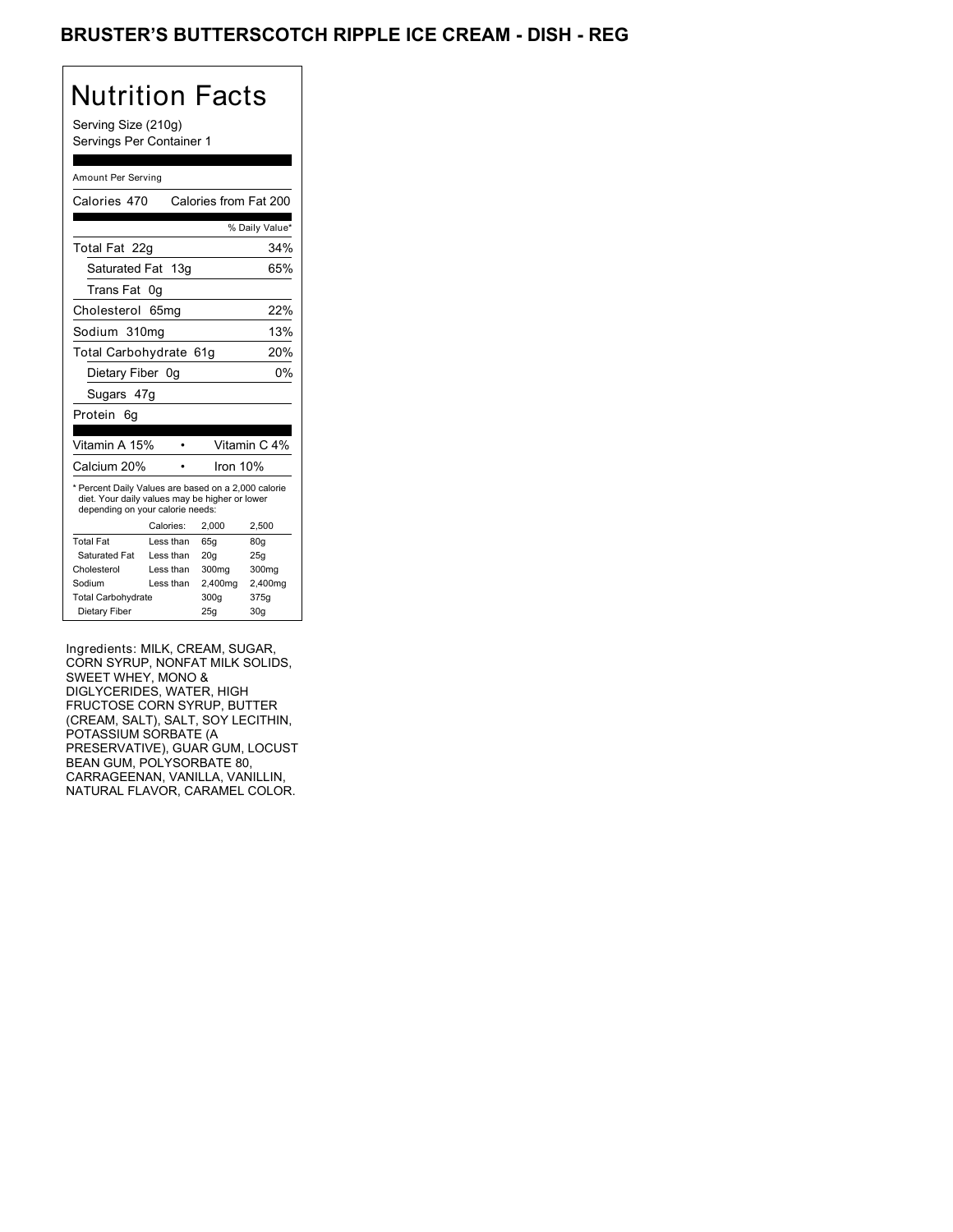# BRUSTER'S BUTTERSCOTCH RIPPLE ICE CREAM - DISH - REG

## Nutrition Facts

Serving Size (210g)
Servings Per Container 1

Amount Per Serving

| Calories 470 | Calories from Fat 200 |
|---|---|
| | % Daily Value* |
| Total Fat 22g | 34% |
| Saturated Fat 13g | 65% |
| Trans Fat 0g | |
| Cholesterol 65mg | 22% |
| Sodium 310mg | 13% |
| Total Carbohydrate 61g | 20% |
| Dietary Fiber 0g | 0% |
| Sugars 47g | |
| Protein 6g | |

| Vitamin A 15% | • | Vitamin C 4% |
|---|---|---|
| Calcium 20% | • | Iron 10% |

* Percent Daily Values are based on a 2,000 calorie diet. Your daily values may be higher or lower depending on your calorie needs:

| | Calories: | 2,000 | 2,500 |
|---|---|---|---|
| Total Fat | Less than | 65g | 80g |
| Saturated Fat | Less than | 20g | 25g |
| Cholesterol | Less than | 300mg | 300mg |
| Sodium | Less than | 2,400mg | 2,400mg |
| Total Carbohydrate | | 300g | 375g |
| Dietary Fiber | | 25g | 30g |

Ingredients: MILK, CREAM, SUGAR, CORN SYRUP, NONFAT MILK SOLIDS, SWEET WHEY, MONO & DIGLYCERIDES, WATER, HIGH FRUCTOSE CORN SYRUP, BUTTER (CREAM, SALT), SALT, SOY LECITHIN, POTASSIUM SORBATE (A PRESERVATIVE), GUAR GUM, LOCUST BEAN GUM, POLYSORBATE 80, CARRAGEENAN, VANILLA, VANILLIN, NATURAL FLAVOR, CARAMEL COLOR.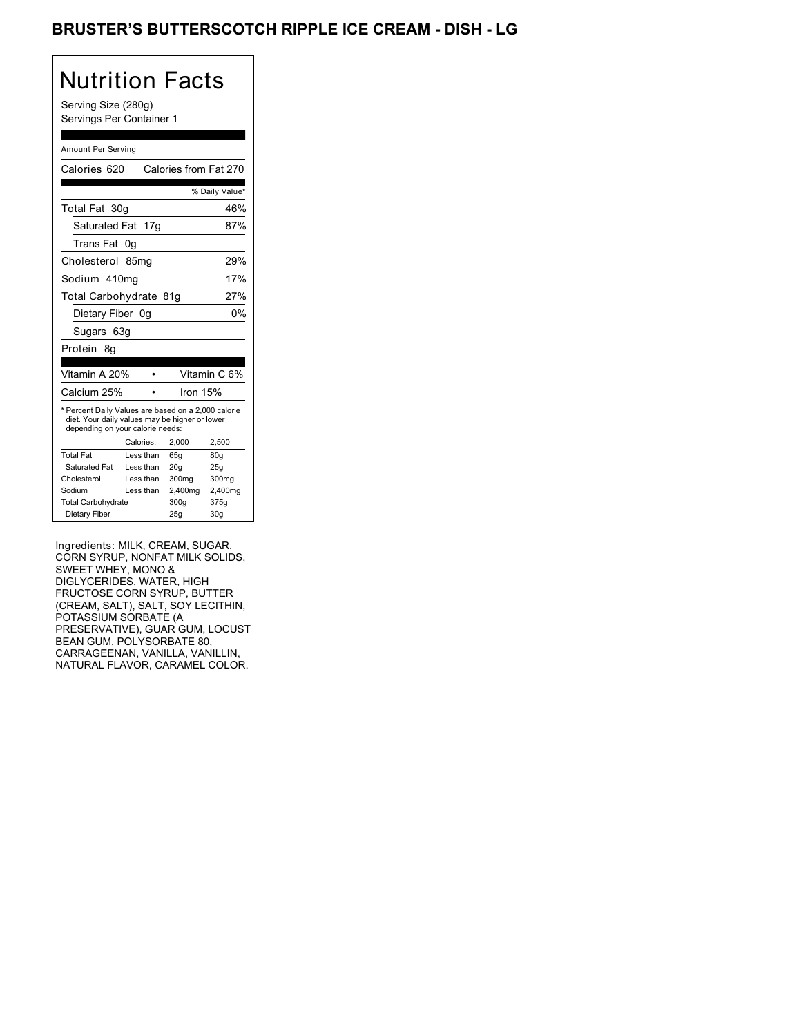# BRUSTER'S BUTTERSCOTCH RIPPLE ICE CREAM - DISH - LG

## Nutrition Facts

Serving Size (280g)
Servings Per Container 1

Amount Per Serving

| | |
|---|---|
| Calories 620 | Calories from Fat 270 |
| | % Daily Value* |
| Total Fat 30g | 46% |
| Saturated Fat 17g | 87% |
| Trans Fat 0g | |
| Cholesterol 85mg | 29% |
| Sodium 410mg | 17% |
| Total Carbohydrate 81g | 27% |
| Dietary Fiber 0g | 0% |
| Sugars 63g | |
| Protein 8g | |

| | |
|---|---|
| Vitamin A 20% | Vitamin C 6% |
| Calcium 25% | Iron 15% |

* Percent Daily Values are based on a 2,000 calorie diet. Your daily values may be higher or lower depending on your calorie needs:

| | Calories: | 2,000 | 2,500 |
|---|---|---|---|
| Total Fat | Less than | 65g | 80g |
| Saturated Fat | Less than | 20g | 25g |
| Cholesterol | Less than | 300mg | 300mg |
| Sodium | Less than | 2,400mg | 2,400mg |
| Total Carbohydrate | | 300g | 375g |
| Dietary Fiber | | 25g | 30g |

Ingredients: MILK, CREAM, SUGAR, CORN SYRUP, NONFAT MILK SOLIDS, SWEET WHEY, MONO & DIGLYCERIDES, WATER, HIGH FRUCTOSE CORN SYRUP, BUTTER (CREAM, SALT), SALT, SOY LECITHIN, POTASSIUM SORBATE (A PRESERVATIVE), GUAR GUM, LOCUST BEAN GUM, POLYSORBATE 80, CARRAGEENAN, VANILLA, VANILLIN, NATURAL FLAVOR, CARAMEL COLOR.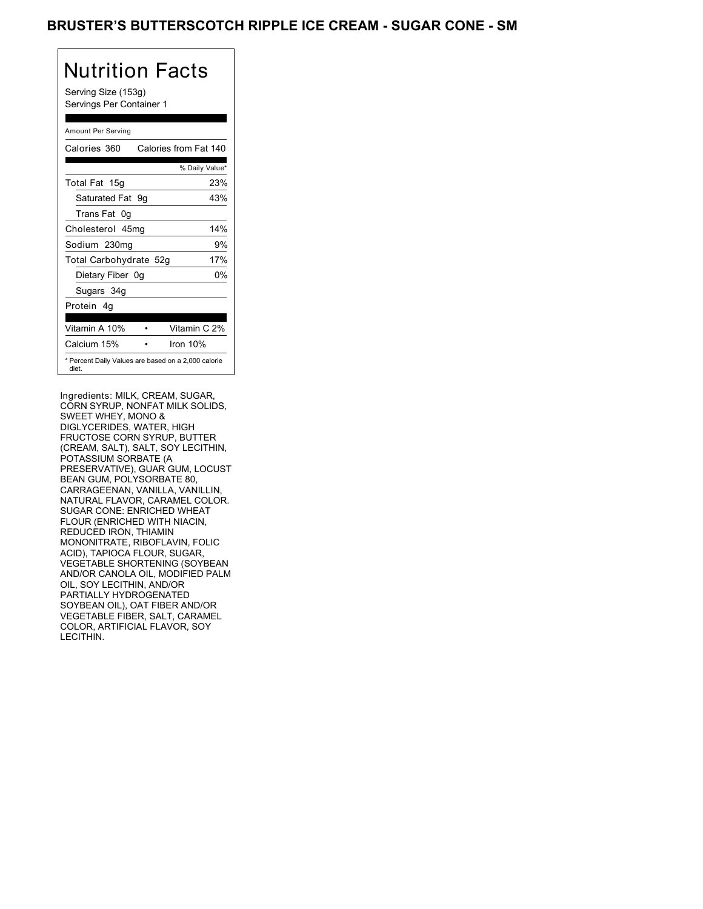# BRUSTER'S BUTTERSCOTCH RIPPLE ICE CREAM - SUGAR CONE - SM

## Nutrition Facts

Serving Size (153g)
Servings Per Container 1

Amount Per Serving

| | |
|---|---|
| Calories 360 | Calories from Fat 140 |
| | % Daily Value* |
| Total Fat 15g | 23% |
| Saturated Fat 9g | 43% |
| Trans Fat 0g | |
| Cholesterol 45mg | 14% |
| Sodium 230mg | 9% |
| Total Carbohydrate 52g | 17% |
| Dietary Fiber 0g | 0% |
| Sugars 34g | |
| Protein 4g | |
| Vitamin A 10% | Vitamin C 2% |
| Calcium 15% | Iron 10% |

* Percent Daily Values are based on a 2,000 calorie diet.

Ingredients: MILK, CREAM, SUGAR, CORN SYRUP, NONFAT MILK SOLIDS, SWEET WHEY, MONO & DIGLYCERIDES, WATER, HIGH FRUCTOSE CORN SYRUP, BUTTER (CREAM, SALT), SALT, SOY LECITHIN, POTASSIUM SORBATE (A PRESERVATIVE), GUAR GUM, LOCUST BEAN GUM, POLYSORBATE 80, CARRAGEENAN, VANILLA, VANILLIN, NATURAL FLAVOR, CARAMEL COLOR. SUGAR CONE: ENRICHED WHEAT FLOUR (ENRICHED WITH NIACIN, REDUCED IRON, THIAMIN MONONITRATE, RIBOFLAVIN, FOLIC ACID), TAPIOCA FLOUR, SUGAR, VEGETABLE SHORTENING (SOYBEAN AND/OR CANOLA OIL, MODIFIED PALM OIL, SOY LECITHIN, AND/OR PARTIALLY HYDROGENATED SOYBEAN OIL), OAT FIBER AND/OR VEGETABLE FIBER, SALT, CARAMEL COLOR, ARTIFICIAL FLAVOR, SOY LECITHIN.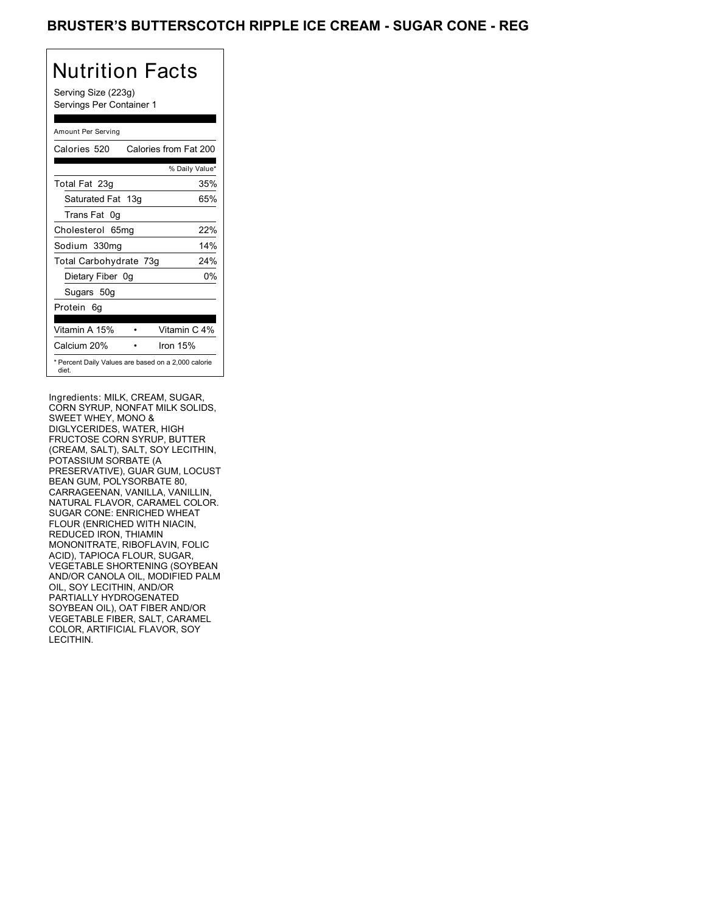# BRUSTER'S BUTTERSCOTCH RIPPLE ICE CREAM - SUGAR CONE - REG

## Nutrition Facts

Serving Size (223g)
Servings Per Container 1

Amount Per Serving

| | |
|---|---|
| Calories 520 | Calories from Fat 200 |
| | % Daily Value* |
| Total Fat 23g | 35% |
| Saturated Fat 13g | 65% |
| Trans Fat 0g | |
| Cholesterol 65mg | 22% |
| Sodium 330mg | 14% |
| Total Carbohydrate 73g | 24% |
| Dietary Fiber 0g | 0% |
| Sugars 50g | |
| Protein 6g | |
| Vitamin A 15% | Vitamin C 4% |
| Calcium 20% | Iron 15% |

* Percent Daily Values are based on a 2,000 calorie diet.

Ingredients: MILK, CREAM, SUGAR, CORN SYRUP, NONFAT MILK SOLIDS, SWEET WHEY, MONO & DIGLYCERIDES, WATER, HIGH FRUCTOSE CORN SYRUP, BUTTER (CREAM, SALT), SALT, SOY LECITHIN, POTASSIUM SORBATE (A PRESERVATIVE), GUAR GUM, LOCUST BEAN GUM, POLYSORBATE 80, CARRAGEENAN, VANILLA, VANILLIN, NATURAL FLAVOR, CARAMEL COLOR. SUGAR CONE: ENRICHED WHEAT FLOUR (ENRICHED WITH NIACIN, REDUCED IRON, THIAMIN MONONITRATE, RIBOFLAVIN, FOLIC ACID), TAPIOCA FLOUR, SUGAR, VEGETABLE SHORTENING (SOYBEAN AND/OR CANOLA OIL, MODIFIED PALM OIL, SOY LECITHIN, AND/OR PARTIALLY HYDROGENATED SOYBEAN OIL), OAT FIBER AND/OR VEGETABLE FIBER, SALT, CARAMEL COLOR, ARTIFICIAL FLAVOR, SOY LECITHIN.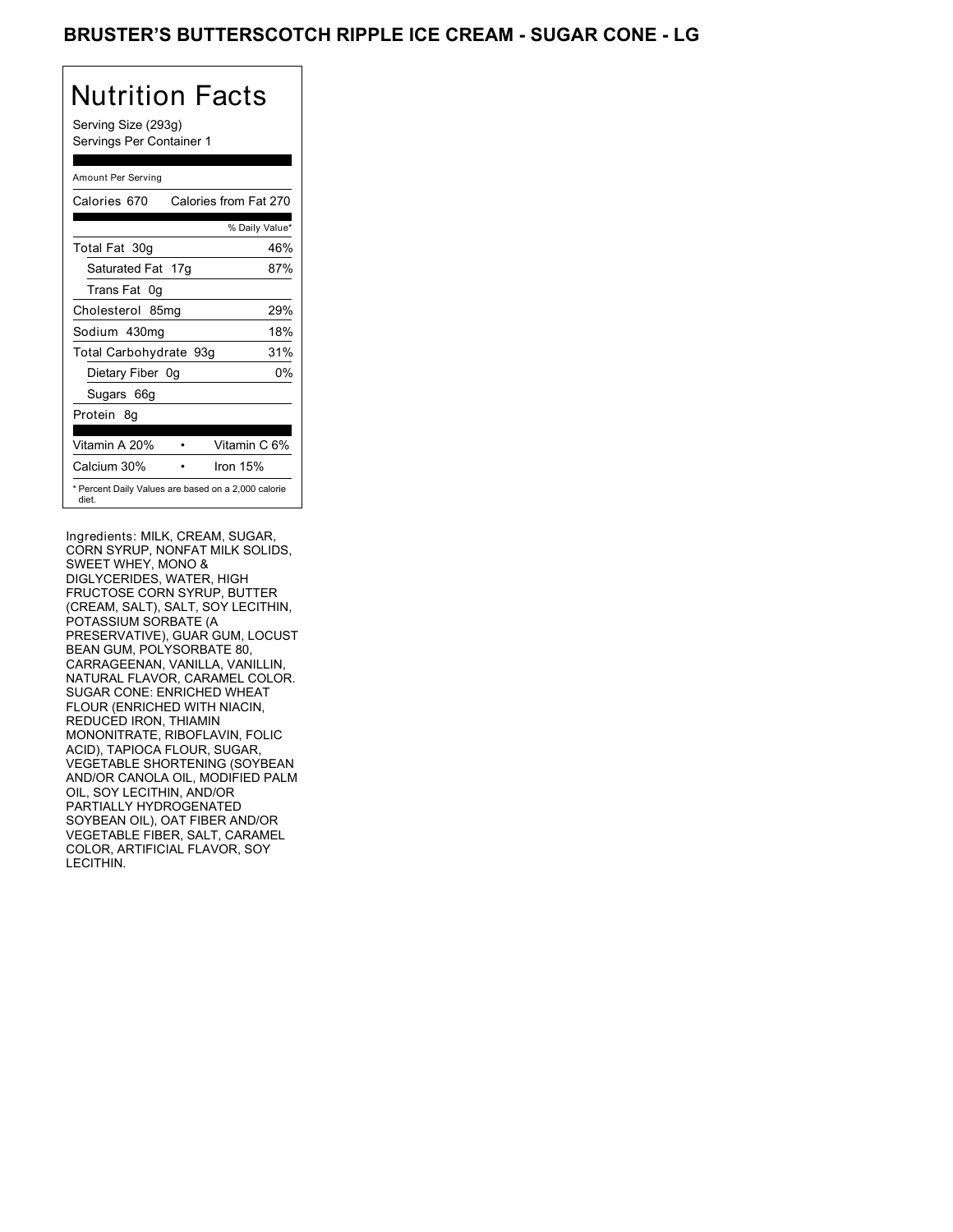# BRUSTER'S BUTTERSCOTCH RIPPLE ICE CREAM - SUGAR CONE - LG

## Nutrition Facts

Serving Size (293g)
Servings Per Container 1

| Amount Per Serving | |
|---|---|
| Calories 670 | Calories from Fat 270 |
| | % Daily Value* |
| Total Fat 30g | 46% |
| Saturated Fat 17g | 87% |
| Trans Fat 0g | |
| Cholesterol 85mg | 29% |
| Sodium 430mg | 18% |
| Total Carbohydrate 93g | 31% |
| Dietary Fiber 0g | 0% |
| Sugars 66g | |
| Protein 8g | |
| Vitamin A 20% | Vitamin C 6% |
| Calcium 30% | Iron 15% |

* Percent Daily Values are based on a 2,000 calorie diet.

Ingredients: MILK, CREAM, SUGAR, CORN SYRUP, NONFAT MILK SOLIDS, SWEET WHEY, MONO & DIGLYCERIDES, WATER, HIGH FRUCTOSE CORN SYRUP, BUTTER (CREAM, SALT), SALT, SOY LECITHIN, POTASSIUM SORBATE (A PRESERVATIVE), GUAR GUM, LOCUST BEAN GUM, POLYSORBATE 80, CARRAGEENAN, VANILLA, VANILLIN, NATURAL FLAVOR, CARAMEL COLOR. SUGAR CONE: ENRICHED WHEAT FLOUR (ENRICHED WITH NIACIN, REDUCED IRON, THIAMIN MONONITRATE, RIBOFLAVIN, FOLIC ACID), TAPIOCA FLOUR, SUGAR, VEGETABLE SHORTENING (SOYBEAN AND/OR CANOLA OIL, MODIFIED PALM OIL, SOY LECITHIN, AND/OR PARTIALLY HYDROGENATED SOYBEAN OIL), OAT FIBER AND/OR VEGETABLE FIBER, SALT, CARAMEL COLOR, ARTIFICIAL FLAVOR, SOY LECITHIN.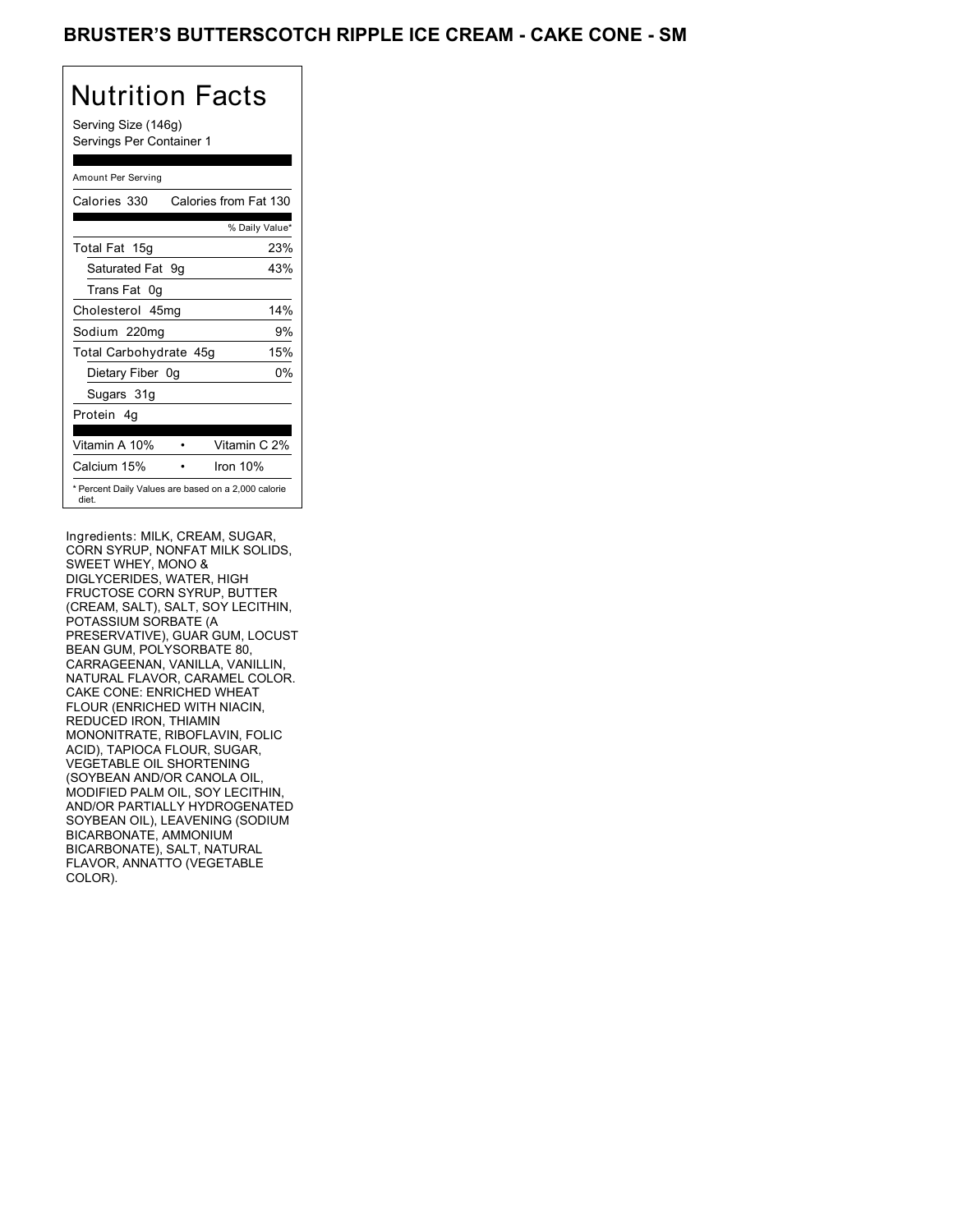# BRUSTER'S BUTTERSCOTCH RIPPLE ICE CREAM - CAKE CONE - SM

## Nutrition Facts

Serving Size (146g)
Servings Per Container 1

Amount Per Serving

| | |
|---|---|
| Calories 330 | Calories from Fat 130 |
| | % Daily Value* |
| Total Fat 15g | 23% |
| Saturated Fat 9g | 43% |
| Trans Fat 0g | |
| Cholesterol 45mg | 14% |
| Sodium 220mg | 9% |
| Total Carbohydrate 45g | 15% |
| Dietary Fiber 0g | 0% |
| Sugars 31g | |
| Protein 4g | |
| Vitamin A 10% | Vitamin C 2% |
| Calcium 15% | Iron 10% |

\* Percent Daily Values are based on a 2,000 calorie diet.

Ingredients: MILK, CREAM, SUGAR, CORN SYRUP, NONFAT MILK SOLIDS, SWEET WHEY, MONO & DIGLYCERIDES, WATER, HIGH FRUCTOSE CORN SYRUP, BUTTER (CREAM, SALT), SALT, SOY LECITHIN, POTASSIUM SORBATE (A PRESERVATIVE), GUAR GUM, LOCUST BEAN GUM, POLYSORBATE 80, CARRAGEENAN, VANILLA, VANILLIN, NATURAL FLAVOR, CARAMEL COLOR. CAKE CONE: ENRICHED WHEAT FLOUR (ENRICHED WITH NIACIN, REDUCED IRON, THIAMIN MONONITRATE, RIBOFLAVIN, FOLIC ACID), TAPIOCA FLOUR, SUGAR, VEGETABLE OIL SHORTENING (SOYBEAN AND/OR CANOLA OIL, MODIFIED PALM OIL, SOY LECITHIN, AND/OR PARTIALLY HYDROGENATED SOYBEAN OIL), LEAVENING (SODIUM BICARBONATE, AMMONIUM BICARBONATE), SALT, NATURAL FLAVOR, ANNATTO (VEGETABLE COLOR).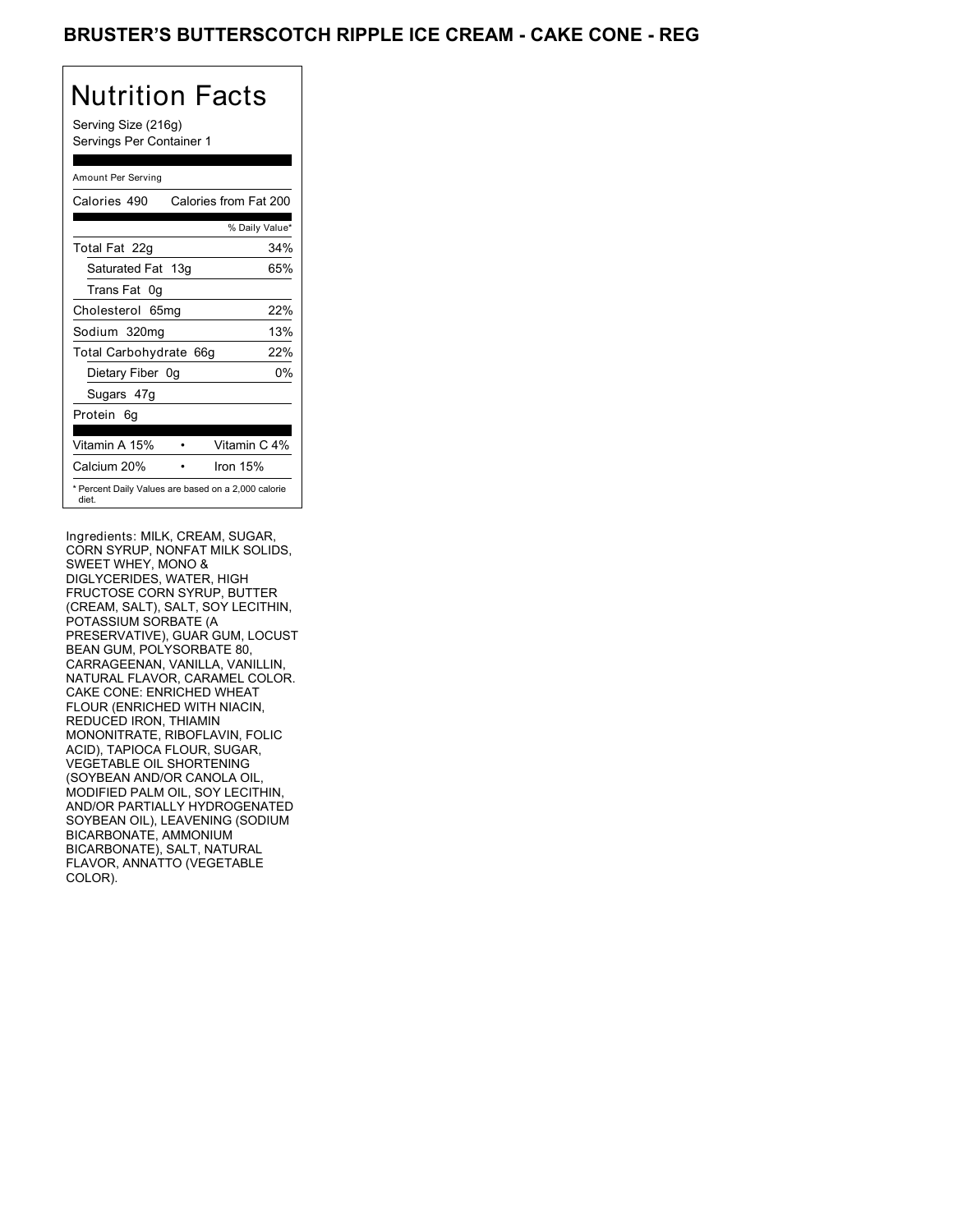# BRUSTER'S BUTTERSCOTCH RIPPLE ICE CREAM - CAKE CONE - REG

## Nutrition Facts

Serving Size (216g)
Servings Per Container 1

Amount Per Serving

| | |
|---|---|
| Calories 490 | Calories from Fat 200 |
| | % Daily Value* |
| Total Fat 22g | 34% |
| Saturated Fat 13g | 65% |
| Trans Fat 0g | |
| Cholesterol 65mg | 22% |
| Sodium 320mg | 13% |
| Total Carbohydrate 66g | 22% |
| Dietary Fiber 0g | 0% |
| Sugars 47g | |
| Protein 6g | |
| Vitamin A 15% | Vitamin C 4% |
| Calcium 20% | Iron 15% |

* Percent Daily Values are based on a 2,000 calorie diet.

Ingredients: MILK, CREAM, SUGAR, CORN SYRUP, NONFAT MILK SOLIDS, SWEET WHEY, MONO & DIGLYCERIDES, WATER, HIGH FRUCTOSE CORN SYRUP, BUTTER (CREAM, SALT), SALT, SOY LECITHIN, POTASSIUM SORBATE (A PRESERVATIVE), GUAR GUM, LOCUST BEAN GUM, POLYSORBATE 80, CARRAGEENAN, VANILLA, VANILLIN, NATURAL FLAVOR, CARAMEL COLOR. CAKE CONE: ENRICHED WHEAT FLOUR (ENRICHED WITH NIACIN, REDUCED IRON, THIAMIN MONONITRATE, RIBOFLAVIN, FOLIC ACID), TAPIOCA FLOUR, SUGAR, VEGETABLE OIL SHORTENING (SOYBEAN AND/OR CANOLA OIL, MODIFIED PALM OIL, SOY LECITHIN, AND/OR PARTIALLY HYDROGENATED SOYBEAN OIL), LEAVENING (SODIUM BICARBONATE, AMMONIUM BICARBONATE), SALT, NATURAL FLAVOR, ANNATTO (VEGETABLE COLOR).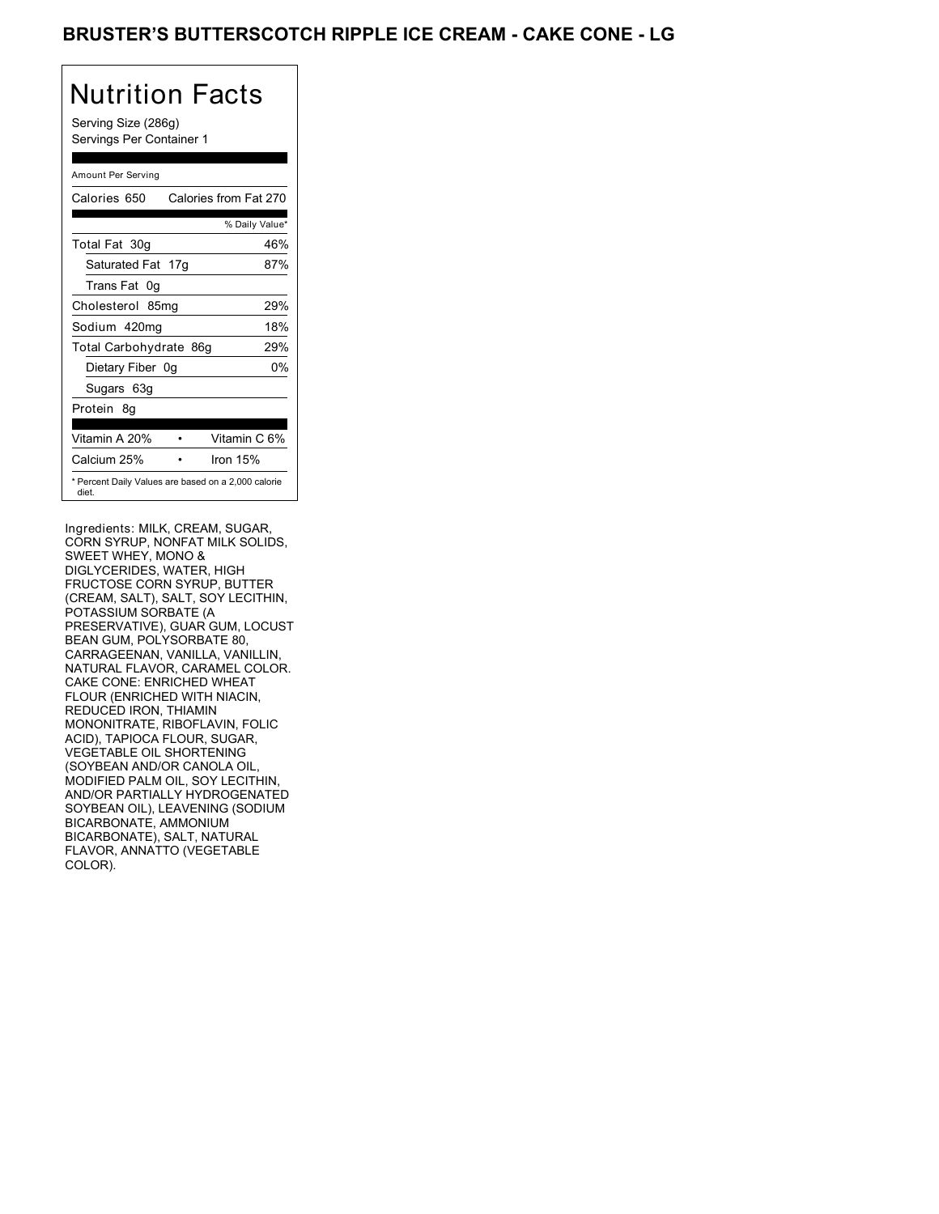# BRUSTER'S BUTTERSCOTCH RIPPLE ICE CREAM - CAKE CONE - LG

## Nutrition Facts

Serving Size (286g)
Servings Per Container 1

| | |
|---|---|
| Amount Per Serving | |
| Calories 650 | Calories from Fat 270 |
| | % Daily Value* |
| Total Fat 30g | 46% |
| Saturated Fat 17g | 87% |
| Trans Fat 0g | |
| Cholesterol 85mg | 29% |
| Sodium 420mg | 18% |
| Total Carbohydrate 86g | 29% |
| Dietary Fiber 0g | 0% |
| Sugars 63g | |
| Protein 8g | |
| Vitamin A 20% | Vitamin C 6% |
| Calcium 25% | Iron 15% |

* Percent Daily Values are based on a 2,000 calorie diet.

Ingredients: MILK, CREAM, SUGAR, CORN SYRUP, NONFAT MILK SOLIDS, SWEET WHEY, MONO & DIGLYCERIDES, WATER, HIGH FRUCTOSE CORN SYRUP, BUTTER (CREAM, SALT), SALT, SOY LECITHIN, POTASSIUM SORBATE (A PRESERVATIVE), GUAR GUM, LOCUST BEAN GUM, POLYSORBATE 80, CARRAGEENAN, VANILLA, VANILLIN, NATURAL FLAVOR, CARAMEL COLOR. CAKE CONE: ENRICHED WHEAT FLOUR (ENRICHED WITH NIACIN, REDUCED IRON, THIAMIN MONONITRATE, RIBOFLAVIN, FOLIC ACID), TAPIOCA FLOUR, SUGAR, VEGETABLE OIL SHORTENING (SOYBEAN AND/OR CANOLA OIL, MODIFIED PALM OIL, SOY LECITHIN, AND/OR PARTIALLY HYDROGENATED SOYBEAN OIL), LEAVENING (SODIUM BICARBONATE, AMMONIUM BICARBONATE), SALT, NATURAL FLAVOR, ANNATTO (VEGETABLE COLOR).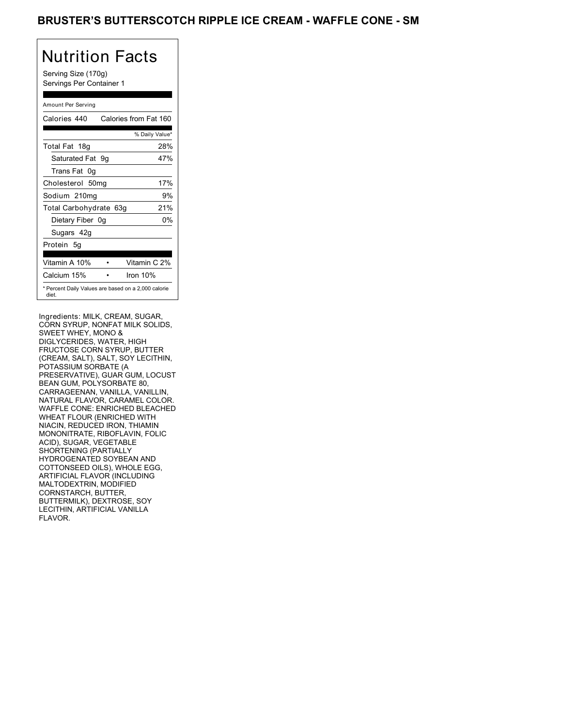# BRUSTER'S BUTTERSCOTCH RIPPLE ICE CREAM - WAFFLE CONE - SM

## Nutrition Facts

Serving Size (170g)
Servings Per Container 1

Amount Per Serving

| | |
|---|---|
| Calories 440 | Calories from Fat 160 |
| | % Daily Value* |
| Total Fat 18g | 28% |
| Saturated Fat 9g | 47% |
| Trans Fat 0g | |
| Cholesterol 50mg | 17% |
| Sodium 210mg | 9% |
| Total Carbohydrate 63g | 21% |
| Dietary Fiber 0g | 0% |
| Sugars 42g | |
| Protein 5g | |
| Vitamin A 10% | Vitamin C 2% |
| Calcium 15% | Iron 10% |

* Percent Daily Values are based on a 2,000 calorie diet.

Ingredients: MILK, CREAM, SUGAR, CORN SYRUP, NONFAT MILK SOLIDS, SWEET WHEY, MONO & DIGLYCERIDES, WATER, HIGH FRUCTOSE CORN SYRUP, BUTTER (CREAM, SALT), SALT, SOY LECITHIN, POTASSIUM SORBATE (A PRESERVATIVE), GUAR GUM, LOCUST BEAN GUM, POLYSORBATE 80, CARRAGEENAN, VANILLA, VANILLIN, NATURAL FLAVOR, CARAMEL COLOR. WAFFLE CONE: ENRICHED BLEACHED WHEAT FLOUR (ENRICHED WITH NIACIN, REDUCED IRON, THIAMIN MONONITRATE, RIBOFLAVIN, FOLIC ACID), SUGAR, VEGETABLE SHORTENING (PARTIALLY HYDROGENATED SOYBEAN AND COTTONSEED OILS), WHOLE EGG, ARTIFICIAL FLAVOR (INCLUDING MALTODEXTRIN, MODIFIED CORNSTARCH, BUTTER, BUTTERMILK), DEXTROSE, SOY LECITHIN, ARTIFICIAL VANILLA FLAVOR.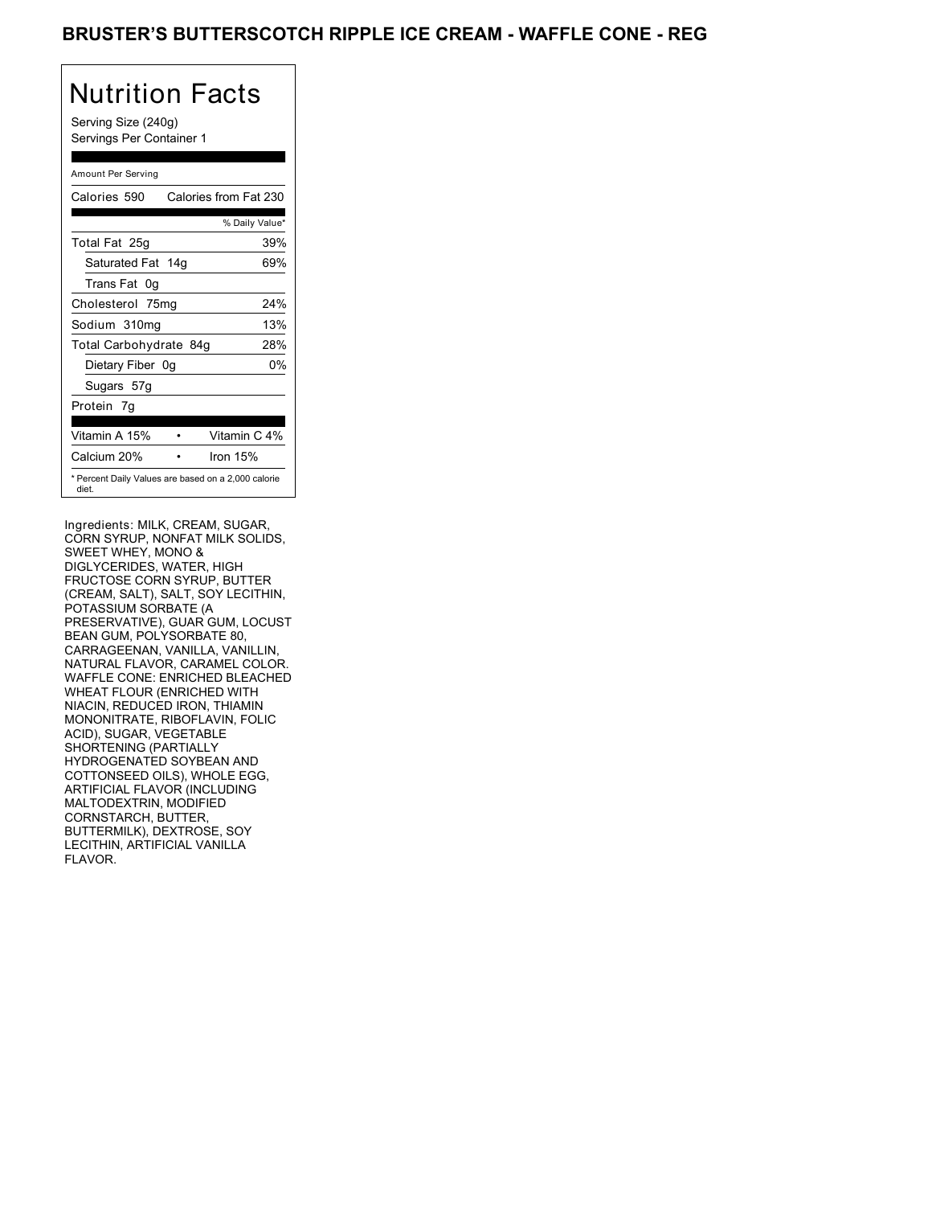# BRUSTER'S BUTTERSCOTCH RIPPLE ICE CREAM - WAFFLE CONE - REG

## Nutrition Facts

Serving Size (240g)
Servings Per Container 1

| Amount Per Serving | |
|---|---|
| Calories 590 | Calories from Fat 230 |
| | % Daily Value* |
| Total Fat 25g | 39% |
| Saturated Fat 14g | 69% |
| Trans Fat 0g | |
| Cholesterol 75mg | 24% |
| Sodium 310mg | 13% |
| Total Carbohydrate 84g | 28% |
| Dietary Fiber 0g | 0% |
| Sugars 57g | |
| Protein 7g | |
| Vitamin A 15% | Vitamin C 4% |
| Calcium 20% | Iron 15% |

* Percent Daily Values are based on a 2,000 calorie diet.

Ingredients: MILK, CREAM, SUGAR, CORN SYRUP, NONFAT MILK SOLIDS, SWEET WHEY, MONO & DIGLYCERIDES, WATER, HIGH FRUCTOSE CORN SYRUP, BUTTER (CREAM, SALT), SALT, SOY LECITHIN, POTASSIUM SORBATE (A PRESERVATIVE), GUAR GUM, LOCUST BEAN GUM, POLYSORBATE 80, CARRAGEENAN, VANILLA, VANILLIN, NATURAL FLAVOR, CARAMEL COLOR. WAFFLE CONE: ENRICHED BLEACHED WHEAT FLOUR (ENRICHED WITH NIACIN, REDUCED IRON, THIAMIN MONONITRATE, RIBOFLAVIN, FOLIC ACID), SUGAR, VEGETABLE SHORTENING (PARTIALLY HYDROGENATED SOYBEAN AND COTTONSEED OILS), WHOLE EGG, ARTIFICIAL FLAVOR (INCLUDING MALTODEXTRIN, MODIFIED CORNSTARCH, BUTTER, BUTTERMILK), DEXTROSE, SOY LECITHIN, ARTIFICIAL VANILLA FLAVOR.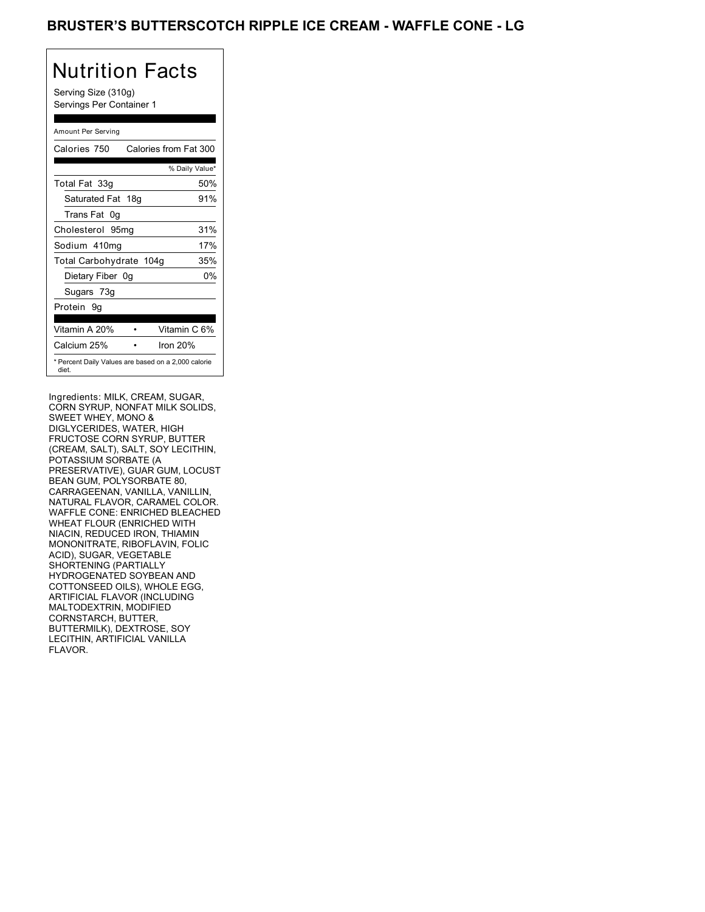# BRUSTER'S BUTTERSCOTCH RIPPLE ICE CREAM - WAFFLE CONE - LG

## Nutrition Facts

Serving Size (310g)
Servings Per Container 1

Amount Per Serving

| | |
|---|---|
| Calories 750 | Calories from Fat 300 |
| | % Daily Value* |
| Total Fat 33g | 50% |
| Saturated Fat 18g | 91% |
| Trans Fat 0g | |
| Cholesterol 95mg | 31% |
| Sodium 410mg | 17% |
| Total Carbohydrate 104g | 35% |
| Dietary Fiber 0g | 0% |
| Sugars 73g | |
| Protein 9g | |
| Vitamin A 20% | Vitamin C 6% |
| Calcium 25% | Iron 20% |

* Percent Daily Values are based on a 2,000 calorie diet.

Ingredients: MILK, CREAM, SUGAR, CORN SYRUP, NONFAT MILK SOLIDS, SWEET WHEY, MONO & DIGLYCERIDES, WATER, HIGH FRUCTOSE CORN SYRUP, BUTTER (CREAM, SALT), SALT, SOY LECITHIN, POTASSIUM SORBATE (A PRESERVATIVE), GUAR GUM, LOCUST BEAN GUM, POLYSORBATE 80, CARRAGEENAN, VANILLA, VANILLIN, NATURAL FLAVOR, CARAMEL COLOR. WAFFLE CONE: ENRICHED BLEACHED WHEAT FLOUR (ENRICHED WITH NIACIN, REDUCED IRON, THIAMIN MONONITRATE, RIBOFLAVIN, FOLIC ACID), SUGAR, VEGETABLE SHORTENING (PARTIALLY HYDROGENATED SOYBEAN AND COTTONSEED OILS), WHOLE EGG, ARTIFICIAL FLAVOR (INCLUDING MALTODEXTRIN, MODIFIED CORNSTARCH, BUTTER, BUTTERMILK), DEXTROSE, SOY LECITHIN, ARTIFICIAL VANILLA FLAVOR.